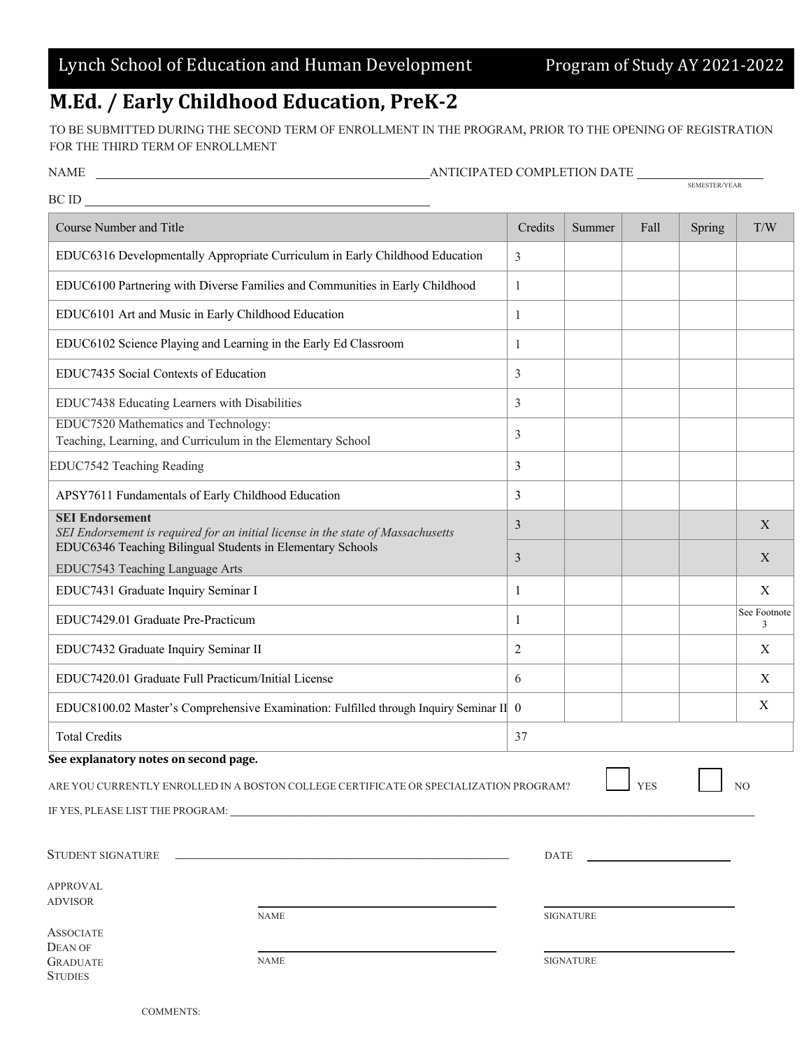Lynch School of Education and Human Development — Program of Study AY 2021-2022

# M.Ed. / Early Childhood Education, PreK-2

TO BE SUBMITTED DURING THE SECOND TERM OF ENROLLMENT IN THE PROGRAM, PRIOR TO THE OPENING OF REGISTRATION FOR THE THIRD TERM OF ENROLLMENT

NAME ______________________________ ANTICIPATED COMPLETION DATE ____________ (SEMESTER/YEAR)

BC ID ______________________________

| Course Number and Title | Credits | Summer | Fall | Spring | T/W |
|---|---|---|---|---|---|
| EDUC6316 Developmentally Appropriate Curriculum in Early Childhood Education | 3 | | | | |
| EDUC6100 Partnering with Diverse Families and Communities in Early Childhood | 1 | | | | |
| EDUC6101 Art and Music in Early Childhood Education | 1 | | | | |
| EDUC6102 Science Playing and Learning in the Early Ed Classroom | 1 | | | | |
| EDUC7435 Social Contexts of Education | 3 | | | | |
| EDUC7438 Educating Learners with Disabilities | 3 | | | | |
| EDUC7520 Mathematics and Technology: Teaching, Learning, and Curriculum in the Elementary School | 3 | | | | |
| EDUC7542 Teaching Reading | 3 | | | | |
| APSY7611 Fundamentals of Early Childhood Education | 3 | | | | |
| **SEI Endorsement** *SEI Endorsement is required for an initial license in the state of Massachusetts* | 3 | | | | X |
| EDUC6346 Teaching Bilingual Students in Elementary Schools EDUC7543 Teaching Language Arts | 3 | | | | X |
| EDUC7431 Graduate Inquiry Seminar I | 1 | | | | X |
| EDUC7429.01 Graduate Pre-Practicum | 1 | | | | See Footnote 3 |
| EDUC7432 Graduate Inquiry Seminar II | 2 | | | | X |
| EDUC7420.01 Graduate Full Practicum/Initial License | 6 | | | | X |
| EDUC8100.02 Master's Comprehensive Examination: Fulfilled through Inquiry Seminar II | 0 | | | | X |
| Total Credits | 37 | | | | |

**See explanatory notes on second page.**

ARE YOU CURRENTLY ENROLLED IN A BOSTON COLLEGE CERTIFICATE OR SPECIALIZATION PROGRAM? ☐ YES ☐ NO

IF YES, PLEASE LIST THE PROGRAM: ______________________________

STUDENT SIGNATURE ______________________________ DATE ____________

APPROVAL ADVISOR ______________________________ (NAME) ______________________________ (SIGNATURE)

ASSOCIATE DEAN OF GRADUATE STUDIES ______________________________ (NAME) ______________________________ (SIGNATURE)

COMMENTS: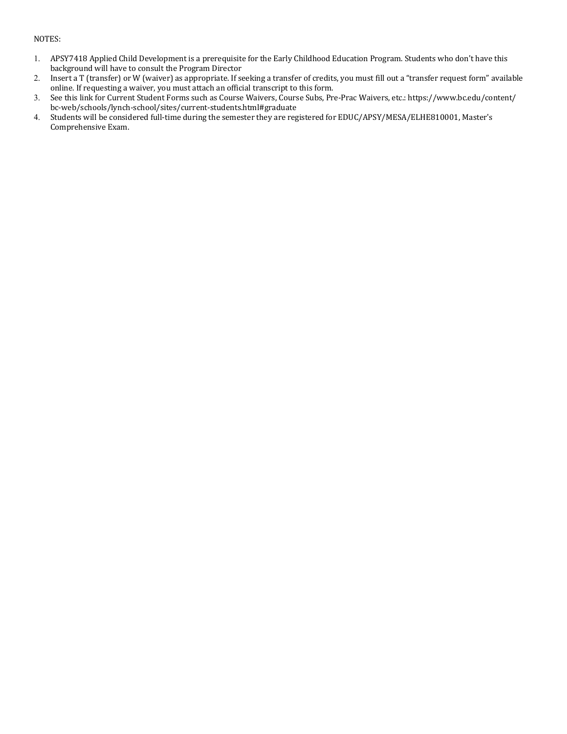NOTES:

1. APSY7418 Applied Child Development is a prerequisite for the Early Childhood Education Program. Students who don't have this background will have to consult the Program Director
2. Insert a T (transfer) or W (waiver) as appropriate. If seeking a transfer of credits, you must fill out a "transfer request form" available online. If requesting a waiver, you must attach an official transcript to this form.
3. See this link for Current Student Forms such as Course Waivers, Course Subs, Pre-Prac Waivers, etc.: https://www.bc.edu/content/bc-web/schools/lynch-school/sites/current-students.html#graduate
4. Students will be considered full-time during the semester they are registered for EDUC/APSY/MESA/ELHE810001, Master's Comprehensive Exam.